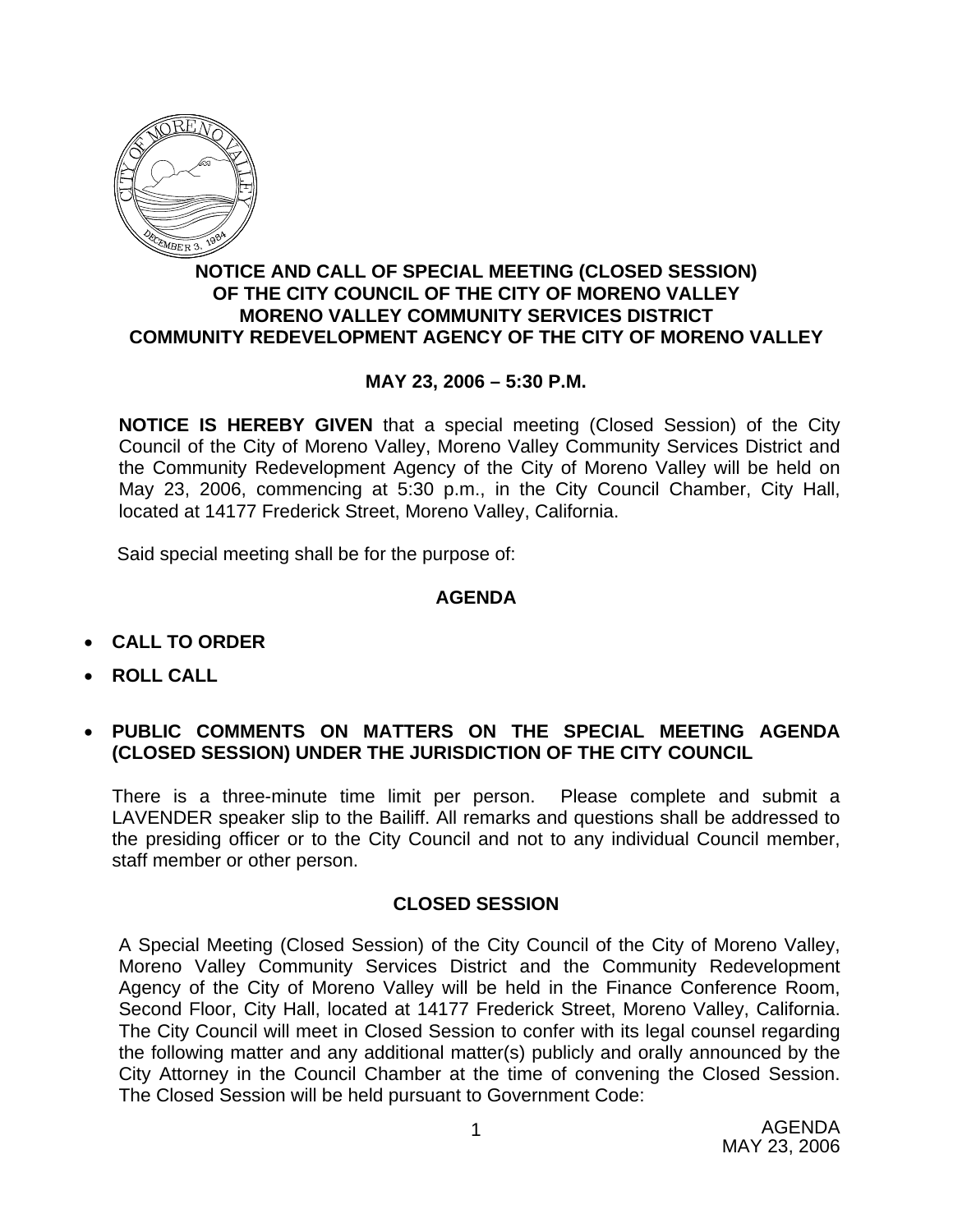**NOTICE AND CALL OF SPECIAL MEETING (CLOSED SESSION) OF THE CITY COUNCIL OF THE CITY OF MORENO VALLEY MORENO VALLEY COMMUNITY SERVICES DISTRICT COMMUNITY REDEVELOPMENT AGENCY OF THE CITY OF MORENO VALLEY**

**MAY 23, 2006 – 5:30 P.M.**

**NOTICE IS HEREBY GIVEN** that a special meeting (Closed Session) of the City Council of the City of Moreno Valley, Moreno Valley Community Services District and the Community Redevelopment Agency of the City of Moreno Valley will be held on May 23, 2006, commencing at 5:30 p.m., in the City Council Chamber, City Hall, located at 14177 Frederick Street, Moreno Valley, California.

Said special meeting shall be for the purpose of:

**AGENDA**

- **CALL TO ORDER**
- **ROLL CALL**
- **PUBLIC COMMENTS ON MATTERS ON THE SPECIAL MEETING AGENDA (CLOSED SESSION) UNDER THE JURISDICTION OF THE CITY COUNCIL**

  There is a three-minute time limit per person. Please complete and submit a LAVENDER speaker slip to the Bailiff. All remarks and questions shall be addressed to the presiding officer or to the City Council and not to any individual Council member, staff member or other person.

**CLOSED SESSION**

A Special Meeting (Closed Session) of the City Council of the City of Moreno Valley, Moreno Valley Community Services District and the Community Redevelopment Agency of the City of Moreno Valley will be held in the Finance Conference Room, Second Floor, City Hall, located at 14177 Frederick Street, Moreno Valley, California. The City Council will meet in Closed Session to confer with its legal counsel regarding the following matter and any additional matter(s) publicly and orally announced by the City Attorney in the Council Chamber at the time of convening the Closed Session. The Closed Session will be held pursuant to Government Code: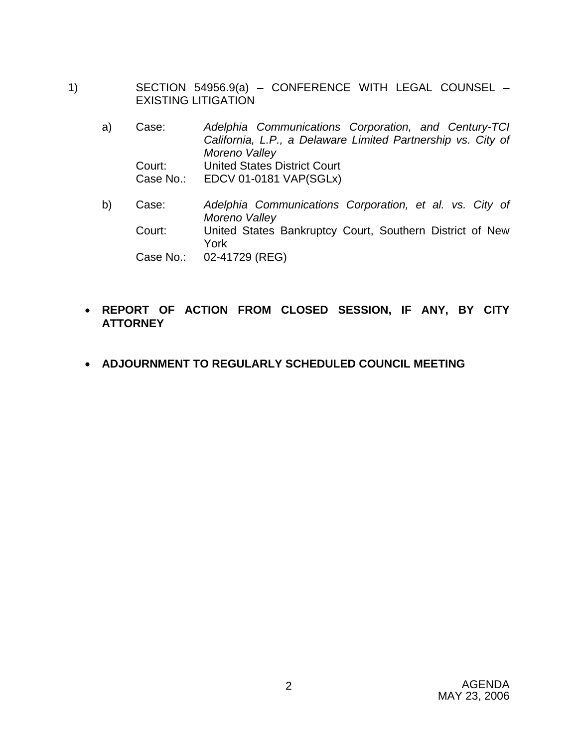1) SECTION 54956.9(a) – CONFERENCE WITH LEGAL COUNSEL – EXISTING LITIGATION

   a) Case: *Adelphia Communications Corporation, and Century-TCI California, L.P., a Delaware Limited Partnership vs. City of Moreno Valley*
      Court: United States District Court
      Case No.: EDCV 01-0181 VAP(SGLx)

   b) Case: *Adelphia Communications Corporation, et al. vs. City of Moreno Valley*
      Court: United States Bankruptcy Court, Southern District of New York
      Case No.: 02-41729 (REG)

- **REPORT OF ACTION FROM CLOSED SESSION, IF ANY, BY CITY ATTORNEY**

- **ADJOURNMENT TO REGULARLY SCHEDULED COUNCIL MEETING**